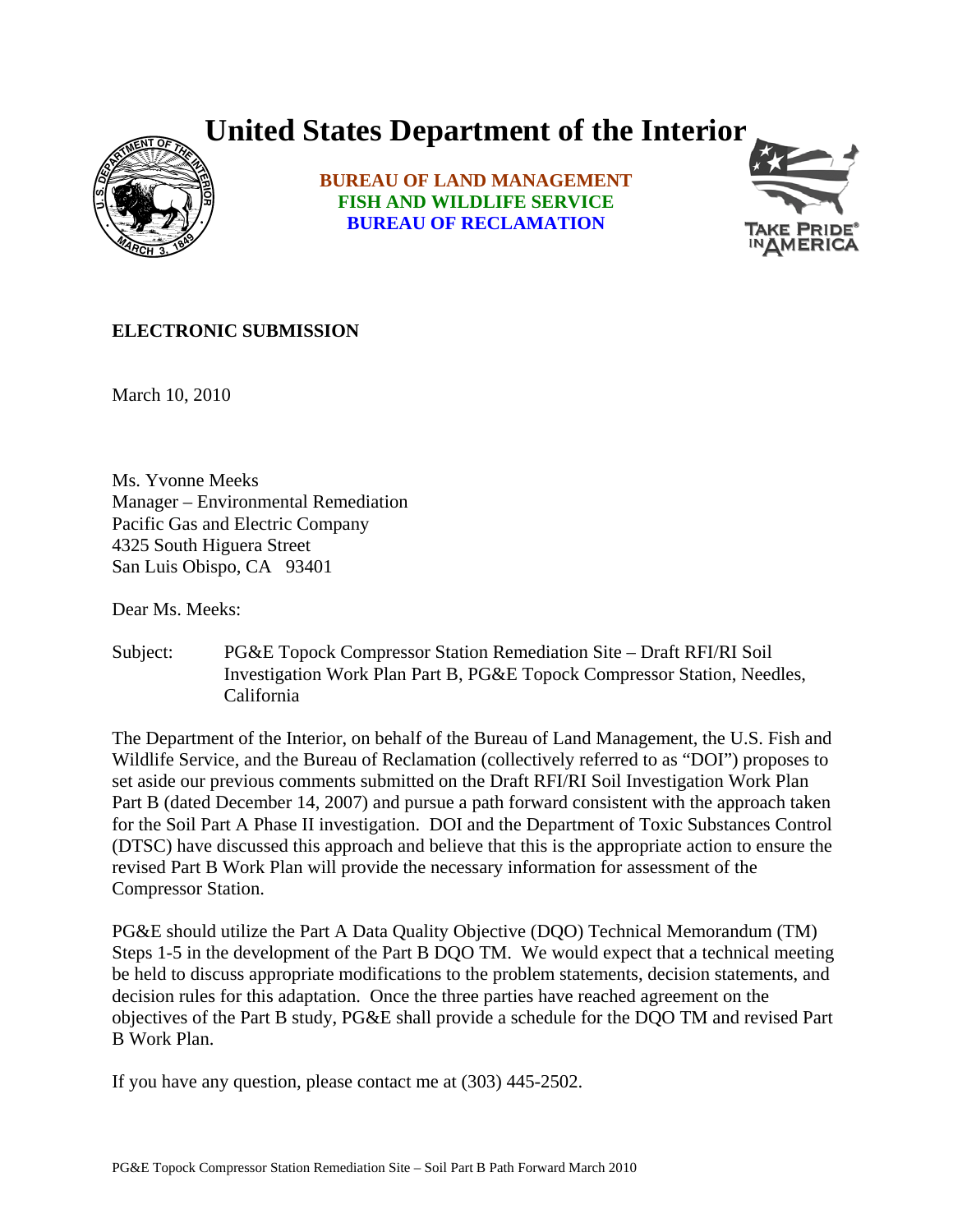# United States Department of the Interior

**BUREAU OF LAND MANAGEMENT**
**FISH AND WILDLIFE SERVICE**
**BUREAU OF RECLAMATION**

**ELECTRONIC SUBMISSION**

March 10, 2010

Ms. Yvonne Meeks
Manager – Environmental Remediation
Pacific Gas and Electric Company
4325 South Higuera Street
San Luis Obispo, CA 93401

Dear Ms. Meeks:

Subject: PG&E Topock Compressor Station Remediation Site – Draft RFI/RI Soil Investigation Work Plan Part B, PG&E Topock Compressor Station, Needles, California

The Department of the Interior, on behalf of the Bureau of Land Management, the U.S. Fish and Wildlife Service, and the Bureau of Reclamation (collectively referred to as "DOI") proposes to set aside our previous comments submitted on the Draft RFI/RI Soil Investigation Work Plan Part B (dated December 14, 2007) and pursue a path forward consistent with the approach taken for the Soil Part A Phase II investigation. DOI and the Department of Toxic Substances Control (DTSC) have discussed this approach and believe that this is the appropriate action to ensure the revised Part B Work Plan will provide the necessary information for assessment of the Compressor Station.

PG&E should utilize the Part A Data Quality Objective (DQO) Technical Memorandum (TM) Steps 1-5 in the development of the Part B DQO TM. We would expect that a technical meeting be held to discuss appropriate modifications to the problem statements, decision statements, and decision rules for this adaptation. Once the three parties have reached agreement on the objectives of the Part B study, PG&E shall provide a schedule for the DQO TM and revised Part B Work Plan.

If you have any question, please contact me at (303) 445-2502.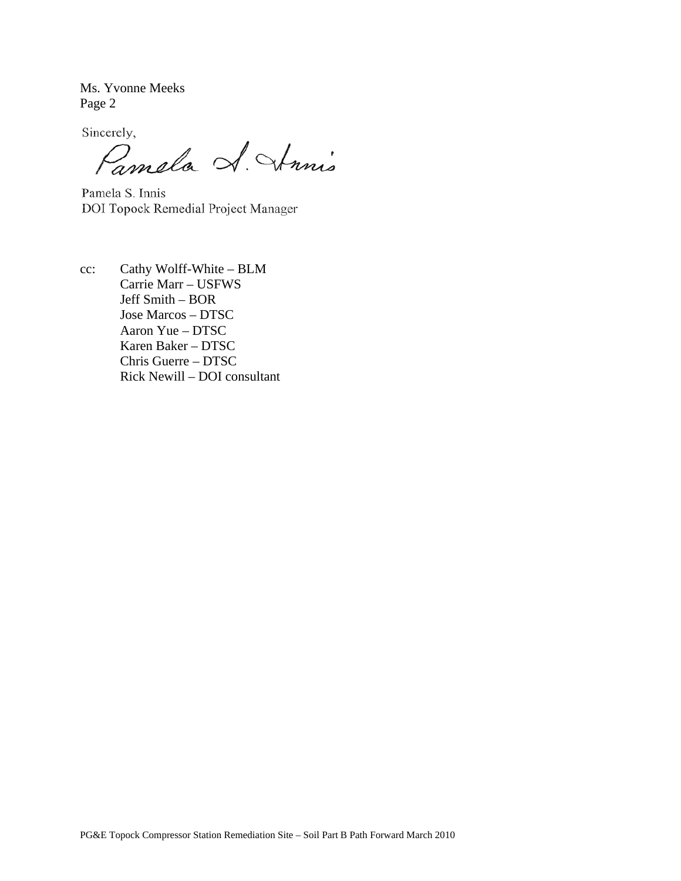Ms. Yvonne Meeks
Page 2

Sincerely,

Pamela S. Innis

Pamela S. Innis
DOI Topock Remedial Project Manager

cc: Cathy Wolff-White – BLM
Carrie Marr – USFWS
Jeff Smith – BOR
Jose Marcos – DTSC
Aaron Yue – DTSC
Karen Baker – DTSC
Chris Guerre – DTSC
Rick Newill – DOI consultant